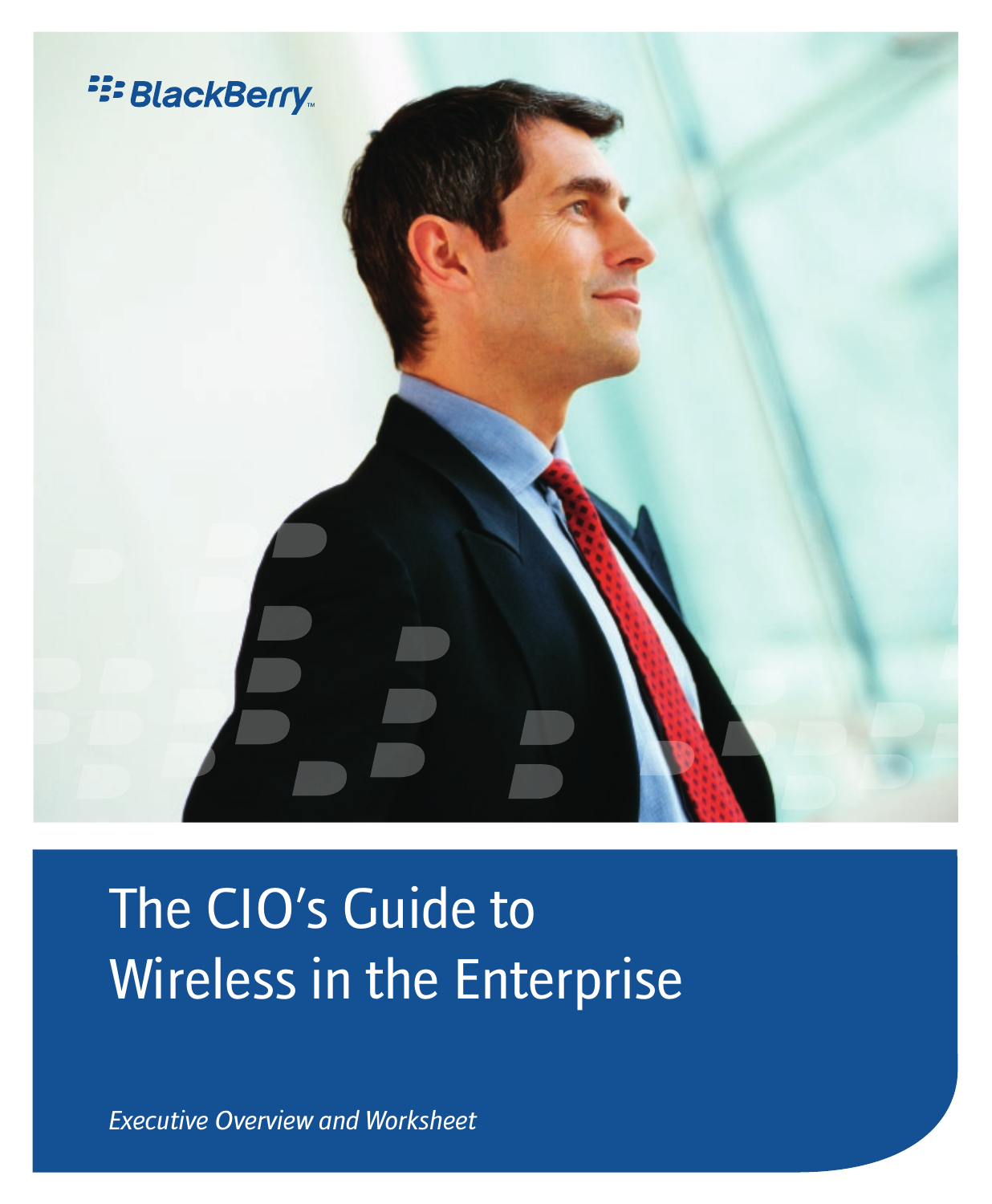BlackBerry

# The CIO's Guide to Wireless in the Enterprise

*Executive Overview and Worksheet*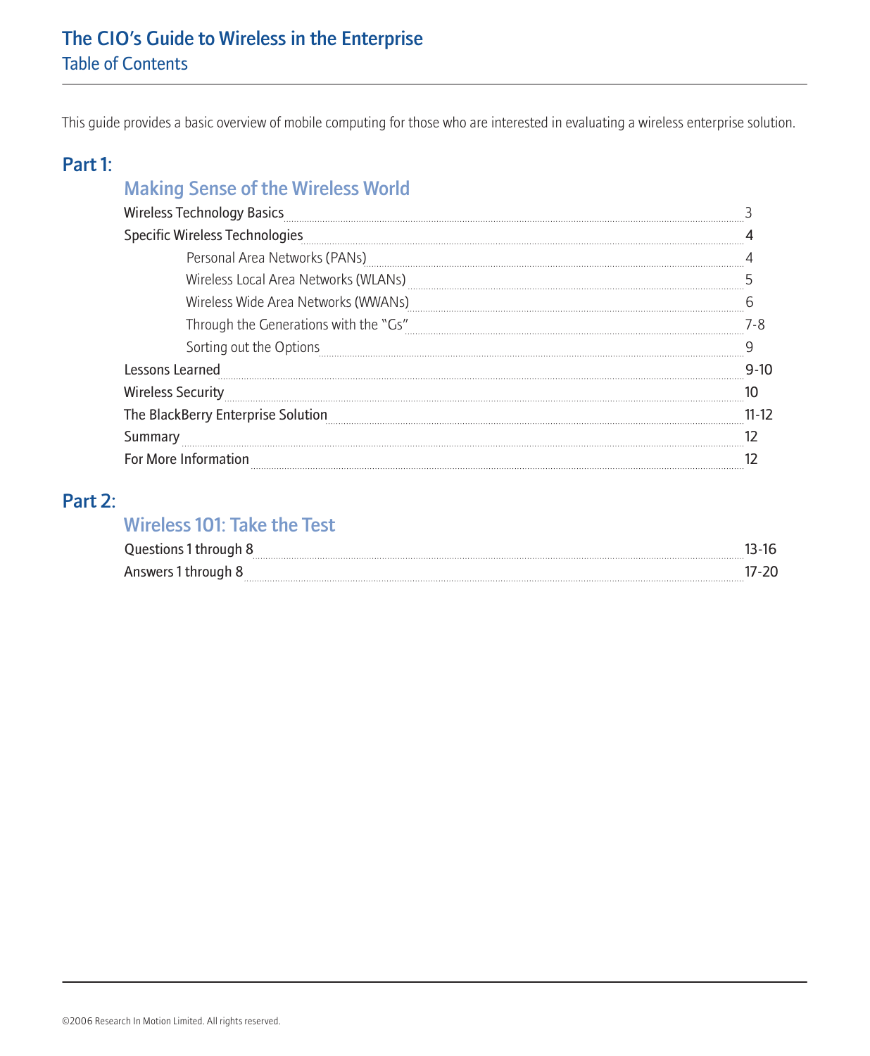# The CIO's Guide to Wireless in the Enterprise

## Table of Contents

This guide provides a basic overview of mobile computing for those who are interested in evaluating a wireless enterprise solution.

## Part 1:

### Making Sense of the Wireless World

- Wireless Technology Basics ........ 3
- Specific Wireless Technologies ........ 4
  - Personal Area Networks (PANs) ........ 4
  - Wireless Local Area Networks (WLANs) ........ 5
  - Wireless Wide Area Networks (WWANs) ........ 6
  - Through the Generations with the "Gs" ........ 7-8
  - Sorting out the Options ........ 9
- Lessons Learned ........ 9-10
- Wireless Security ........ 10
- The BlackBerry Enterprise Solution ........ 11-12
- Summary ........ 12
- For More Information ........ 12

## Part 2:

### Wireless 101: Take the Test

- Questions 1 through 8 ........ 13-16
- Answers 1 through 8 ........ 17-20

©2006 Research In Motion Limited. All rights reserved.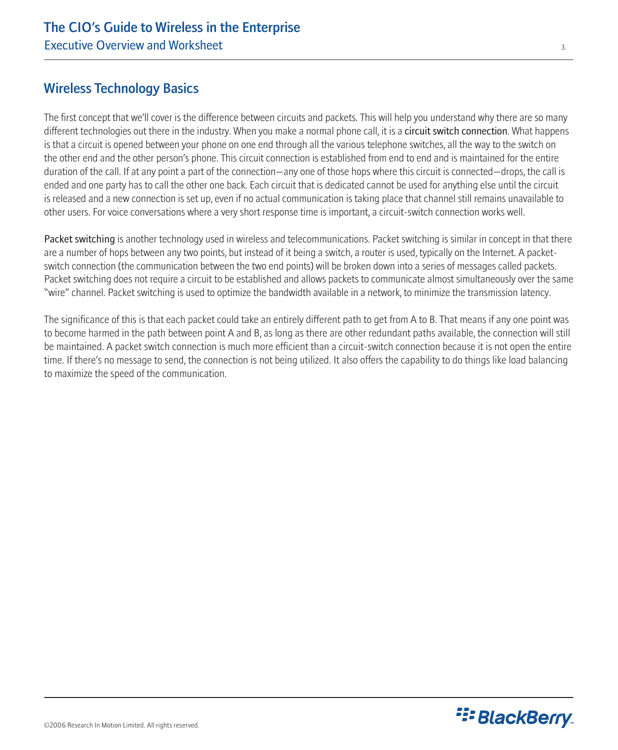## Wireless Technology Basics

The first concept that we'll cover is the difference between circuits and packets. This will help you understand why there are so many different technologies out there in the industry. When you make a normal phone call, it is a **circuit switch connection**. What happens is that a circuit is opened between your phone on one end through all the various telephone switches, all the way to the switch on the other end and the other person's phone. This circuit connection is established from end to end and is maintained for the entire duration of the call. If at any point a part of the connection—any one of those hops where this circuit is connected—drops, the call is ended and one party has to call the other one back. Each circuit that is dedicated cannot be used for anything else until the circuit is released and a new connection is set up, even if no actual communication is taking place that channel still remains unavailable to other users. For voice conversations where a very short response time is important, a circuit-switch connection works well.

**Packet switching** is another technology used in wireless and telecommunications. Packet switching is similar in concept in that there are a number of hops between any two points, but instead of it being a switch, a router is used, typically on the Internet. A packet-switch connection (the communication between the two end points) will be broken down into a series of messages called packets. Packet switching does not require a circuit to be established and allows packets to communicate almost simultaneously over the same "wire" channel. Packet switching is used to optimize the bandwidth available in a network, to minimize the transmission latency.

The significance of this is that each packet could take an entirely different path to get from A to B. That means if any one point was to become harmed in the path between point A and B, as long as there are other redundant paths available, the connection will still be maintained. A packet switch connection is much more efficient than a circuit-switch connection because it is not open the entire time. If there's no message to send, the connection is not being utilized. It also offers the capability to do things like load balancing to maximize the speed of the communication.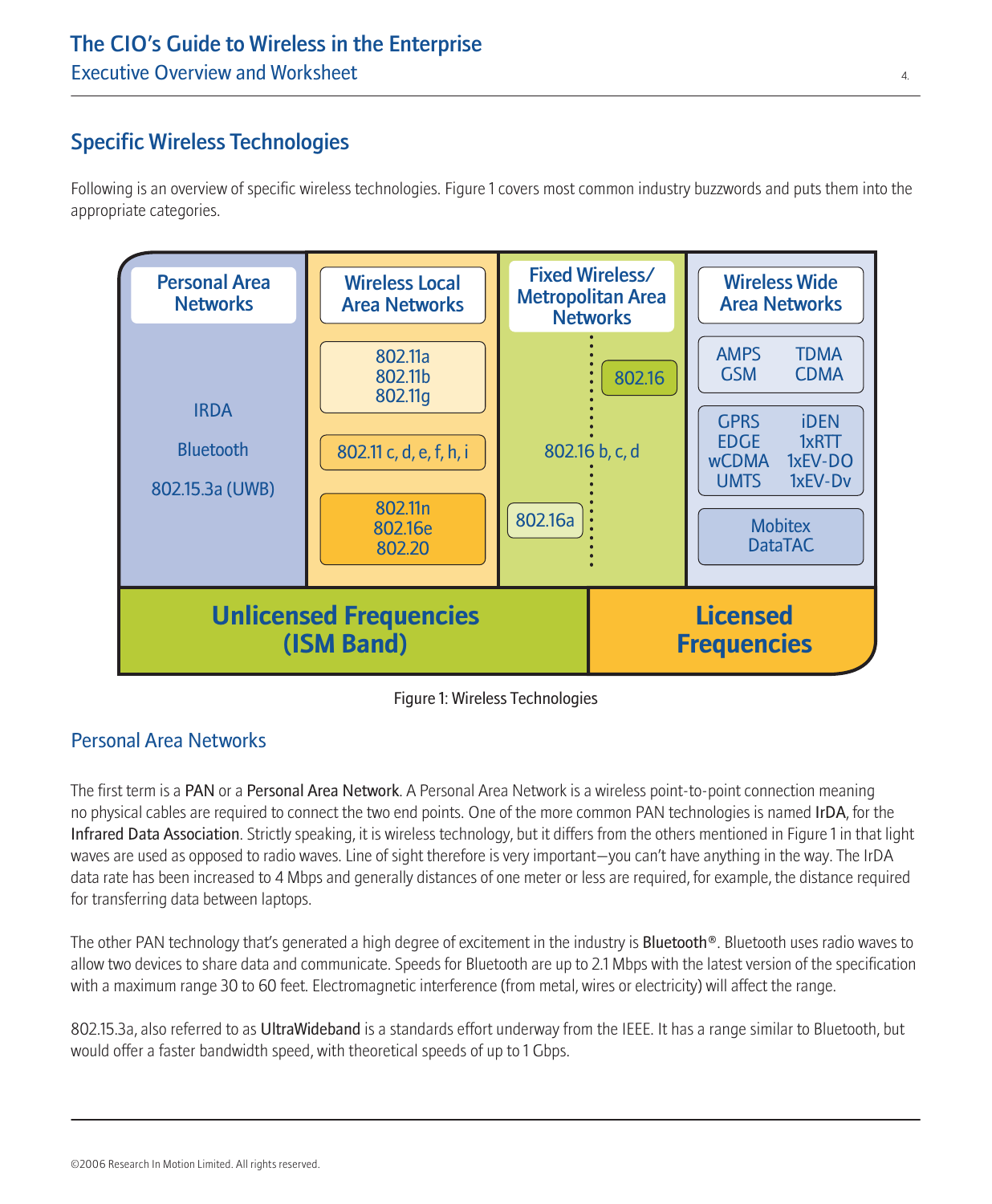## Specific Wireless Technologies

Following is an overview of specific wireless technologies. Figure 1 covers most common industry buzzwords and puts them into the appropriate categories.

| Personal Area Networks | Wireless Local Area Networks | Fixed Wireless/ Metropolitan Area Networks | Wireless Wide Area Networks |
|---|---|---|---|
| IRDA<br>Bluetooth<br>802.15.3a (UWB) | 802.11a<br>802.11b<br>802.11g | 802.16 | AMPS, TDMA<br>GSM, CDMA |
| | 802.11 c, d, e, f, h, i | 802.16 b, c, d | GPRS, iDEN<br>EDGE, 1xRTT<br>wCDMA, 1xEV-DO<br>UMTS, 1xEV-Dv |
| | 802.11n<br>802.16e<br>802.20 | 802.16a | Mobitex<br>DataTAC |
| **Unlicensed Frequencies (ISM Band)** | | | **Licensed Frequencies** |

Figure 1: Wireless Technologies

### Personal Area Networks

The first term is a PAN or a Personal Area Network. A Personal Area Network is a wireless point-to-point connection meaning no physical cables are required to connect the two end points. One of the more common PAN technologies is named IrDA, for the Infrared Data Association. Strictly speaking, it is wireless technology, but it differs from the others mentioned in Figure 1 in that light waves are used as opposed to radio waves. Line of sight therefore is very important—you can't have anything in the way. The IrDA data rate has been increased to 4 Mbps and generally distances of one meter or less are required, for example, the distance required for transferring data between laptops.

The other PAN technology that's generated a high degree of excitement in the industry is Bluetooth®. Bluetooth uses radio waves to allow two devices to share data and communicate. Speeds for Bluetooth are up to 2.1 Mbps with the latest version of the specification with a maximum range 30 to 60 feet. Electromagnetic interference (from metal, wires or electricity) will affect the range.

802.15.3a, also referred to as UltraWideband is a standards effort underway from the IEEE. It has a range similar to Bluetooth, but would offer a faster bandwidth speed, with theoretical speeds of up to 1 Gbps.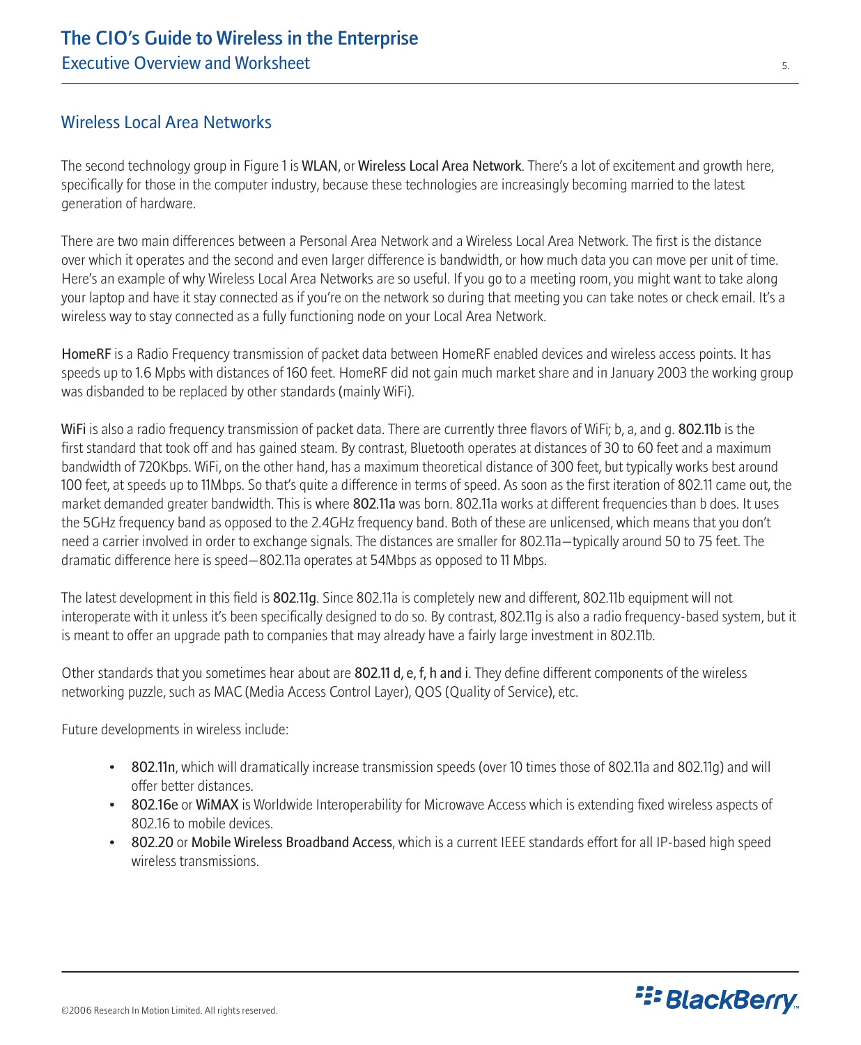## Wireless Local Area Networks

The second technology group in Figure 1 is **WLAN**, or **Wireless Local Area Network**. There's a lot of excitement and growth here, specifically for those in the computer industry, because these technologies are increasingly becoming married to the latest generation of hardware.

There are two main differences between a Personal Area Network and a Wireless Local Area Network. The first is the distance over which it operates and the second and even larger difference is bandwidth, or how much data you can move per unit of time. Here's an example of why Wireless Local Area Networks are so useful. If you go to a meeting room, you might want to take along your laptop and have it stay connected as if you're on the network so during that meeting you can take notes or check email. It's a wireless way to stay connected as a fully functioning node on your Local Area Network.

**HomeRF** is a Radio Frequency transmission of packet data between HomeRF enabled devices and wireless access points. It has speeds up to 1.6 Mpbs with distances of 160 feet. HomeRF did not gain much market share and in January 2003 the working group was disbanded to be replaced by other standards (mainly WiFi).

**WiFi** is also a radio frequency transmission of packet data. There are currently three flavors of WiFi; b, a, and g. **802.11b** is the first standard that took off and has gained steam. By contrast, Bluetooth operates at distances of 30 to 60 feet and a maximum bandwidth of 720Kbps. WiFi, on the other hand, has a maximum theoretical distance of 300 feet, but typically works best around 100 feet, at speeds up to 11Mbps. So that's quite a difference in terms of speed. As soon as the first iteration of 802.11 came out, the market demanded greater bandwidth. This is where **802.11a** was born. 802.11a works at different frequencies than b does. It uses the 5GHz frequency band as opposed to the 2.4GHz frequency band. Both of these are unlicensed, which means that you don't need a carrier involved in order to exchange signals. The distances are smaller for 802.11a—typically around 50 to 75 feet. The dramatic difference here is speed—802.11a operates at 54Mbps as opposed to 11 Mbps.

The latest development in this field is **802.11g**. Since 802.11a is completely new and different, 802.11b equipment will not interoperate with it unless it's been specifically designed to do so. By contrast, 802.11g is also a radio frequency-based system, but it is meant to offer an upgrade path to companies that may already have a fairly large investment in 802.11b.

Other standards that you sometimes hear about are **802.11 d, e, f, h and i**. They define different components of the wireless networking puzzle, such as MAC (Media Access Control Layer), QOS (Quality of Service), etc.

Future developments in wireless include:

- **802.11n**, which will dramatically increase transmission speeds (over 10 times those of 802.11a and 802.11g) and will offer better distances.
- **802.16e** or **WiMAX** is Worldwide Interoperability for Microwave Access which is extending fixed wireless aspects of 802.16 to mobile devices.
- **802.20** or **Mobile Wireless Broadband Access**, which is a current IEEE standards effort for all IP-based high speed wireless transmissions.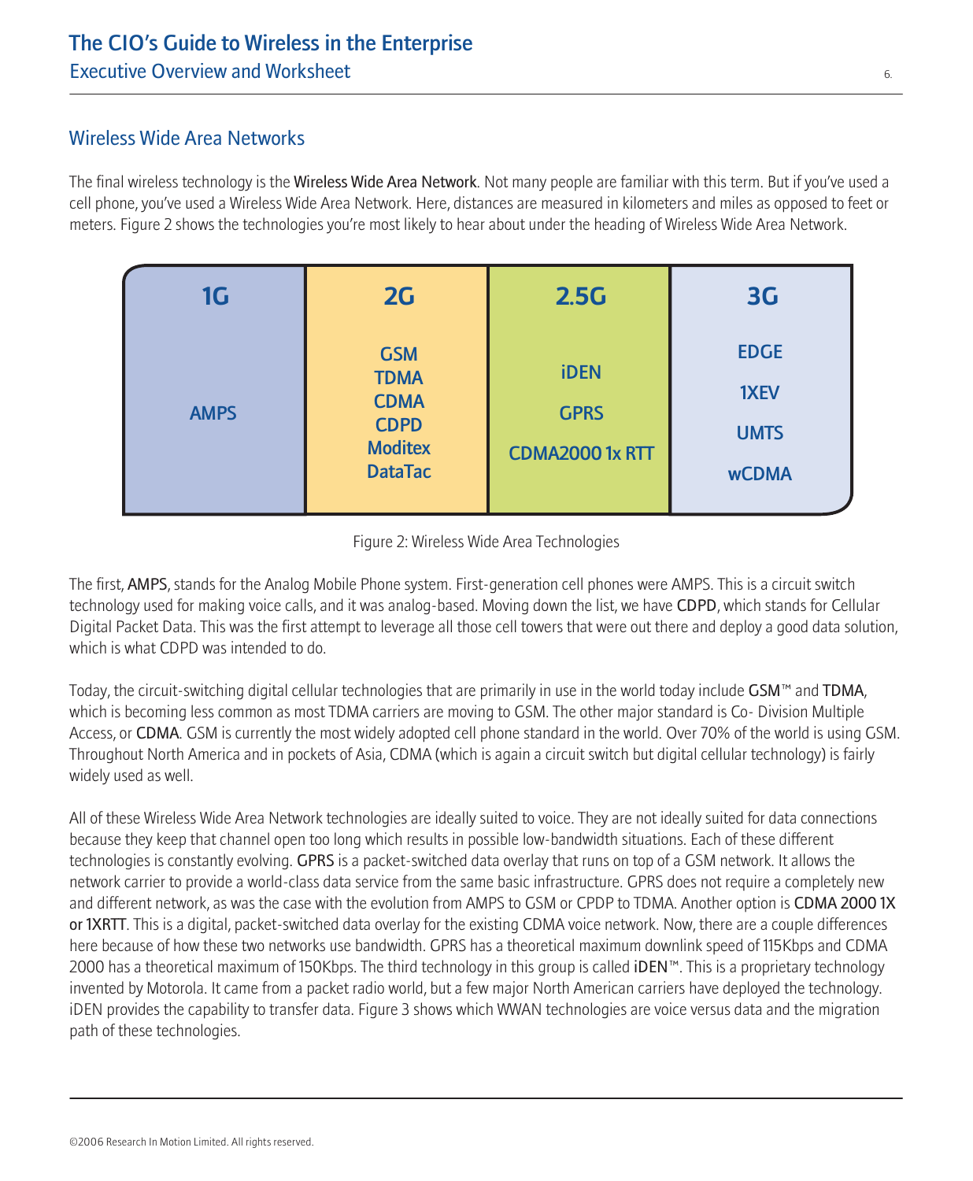## Wireless Wide Area Networks

The final wireless technology is the Wireless Wide Area Network. Not many people are familiar with this term. But if you've used a cell phone, you've used a Wireless Wide Area Network. Here, distances are measured in kilometers and miles as opposed to feet or meters. Figure 2 shows the technologies you're most likely to hear about under the heading of Wireless Wide Area Network.

| 1G | 2G | 2.5G | 3G |
|---|---|---|---|
| AMPS | GSM<br>TDMA<br>CDMA<br>CDPD<br>Moditex<br>DataTac | iDEN<br>GPRS<br>CDMA2000 1x RTT | EDGE<br>1XEV<br>UMTS<br>wCDMA |

Figure 2: Wireless Wide Area Technologies

The first, AMPS, stands for the Analog Mobile Phone system. First-generation cell phones were AMPS. This is a circuit switch technology used for making voice calls, and it was analog-based. Moving down the list, we have CDPD, which stands for Cellular Digital Packet Data. This was the first attempt to leverage all those cell towers that were out there and deploy a good data solution, which is what CDPD was intended to do.

Today, the circuit-switching digital cellular technologies that are primarily in use in the world today include GSM™ and TDMA, which is becoming less common as most TDMA carriers are moving to GSM. The other major standard is Co- Division Multiple Access, or CDMA. GSM is currently the most widely adopted cell phone standard in the world. Over 70% of the world is using GSM. Throughout North America and in pockets of Asia, CDMA (which is again a circuit switch but digital cellular technology) is fairly widely used as well.

All of these Wireless Wide Area Network technologies are ideally suited to voice. They are not ideally suited for data connections because they keep that channel open too long which results in possible low-bandwidth situations. Each of these different technologies is constantly evolving. GPRS is a packet-switched data overlay that runs on top of a GSM network. It allows the network carrier to provide a world-class data service from the same basic infrastructure. GPRS does not require a completely new and different network, as was the case with the evolution from AMPS to GSM or CPDP to TDMA. Another option is CDMA 2000 1X or 1XRTT. This is a digital, packet-switched data overlay for the existing CDMA voice network. Now, there are a couple differences here because of how these two networks use bandwidth. GPRS has a theoretical maximum downlink speed of 115Kbps and CDMA 2000 has a theoretical maximum of 150Kbps. The third technology in this group is called iDEN™. This is a proprietary technology invented by Motorola. It came from a packet radio world, but a few major North American carriers have deployed the technology. iDEN provides the capability to transfer data. Figure 3 shows which WWAN technologies are voice versus data and the migration path of these technologies.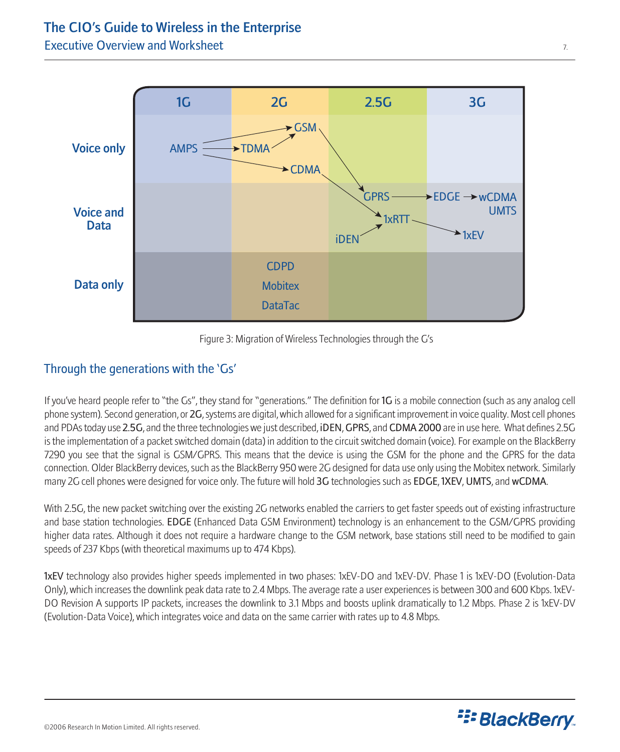| | 1G | 2G | 2.5G | 3G |
|---|---|---|---|---|
| Voice only | AMPS | GSM, TDMA, CDMA | | |
| Voice and Data | | | GPRS, 1xRTT, iDEN | EDGE, wCDMA UMTS, 1xEV |
| Data only | | CDPD, Mobitex, DataTac | | |

Figure 3: Migration of Wireless Technologies through the G's

## Through the generations with the 'Gs'

If you've heard people refer to "the Gs", they stand for "generations." The definition for **1G** is a mobile connection (such as any analog cell phone system). Second generation, or **2G**, systems are digital, which allowed for a significant improvement in voice quality. Most cell phones and PDAs today use **2.5G**, and the three technologies we just described, **iDEN**, **GPRS**, and **CDMA 2000** are in use here. What defines 2.5G is the implementation of a packet switched domain (data) in addition to the circuit switched domain (voice). For example on the BlackBerry 7290 you see that the signal is GSM/GPRS. This means that the device is using the GSM for the phone and the GPRS for the data connection. Older BlackBerry devices, such as the BlackBerry 950 were 2G designed for data use only using the Mobitex network. Similarly many 2G cell phones were designed for voice only. The future will hold **3G** technologies such as **EDGE**, **1XEV**, **UMTS**, and **wCDMA**.

With 2.5G, the new packet switching over the existing 2G networks enabled the carriers to get faster speeds out of existing infrastructure and base station technologies. **EDGE** (Enhanced Data GSM Environment) technology is an enhancement to the GSM/GPRS providing higher data rates. Although it does not require a hardware change to the GSM network, base stations still need to be modified to gain speeds of 237 Kbps (with theoretical maximums up to 474 Kbps).

**1xEV** technology also provides higher speeds implemented in two phases: 1xEV-DO and 1xEV-DV. Phase 1 is 1xEV-DO (Evolution-Data Only), which increases the downlink peak data rate to 2.4 Mbps. The average rate a user experiences is between 300 and 600 Kbps. 1xEV-DO Revision A supports IP packets, increases the downlink to 3.1 Mbps and boosts uplink dramatically to 1.2 Mbps. Phase 2 is 1xEV-DV (Evolution-Data Voice), which integrates voice and data on the same carrier with rates up to 4.8 Mbps.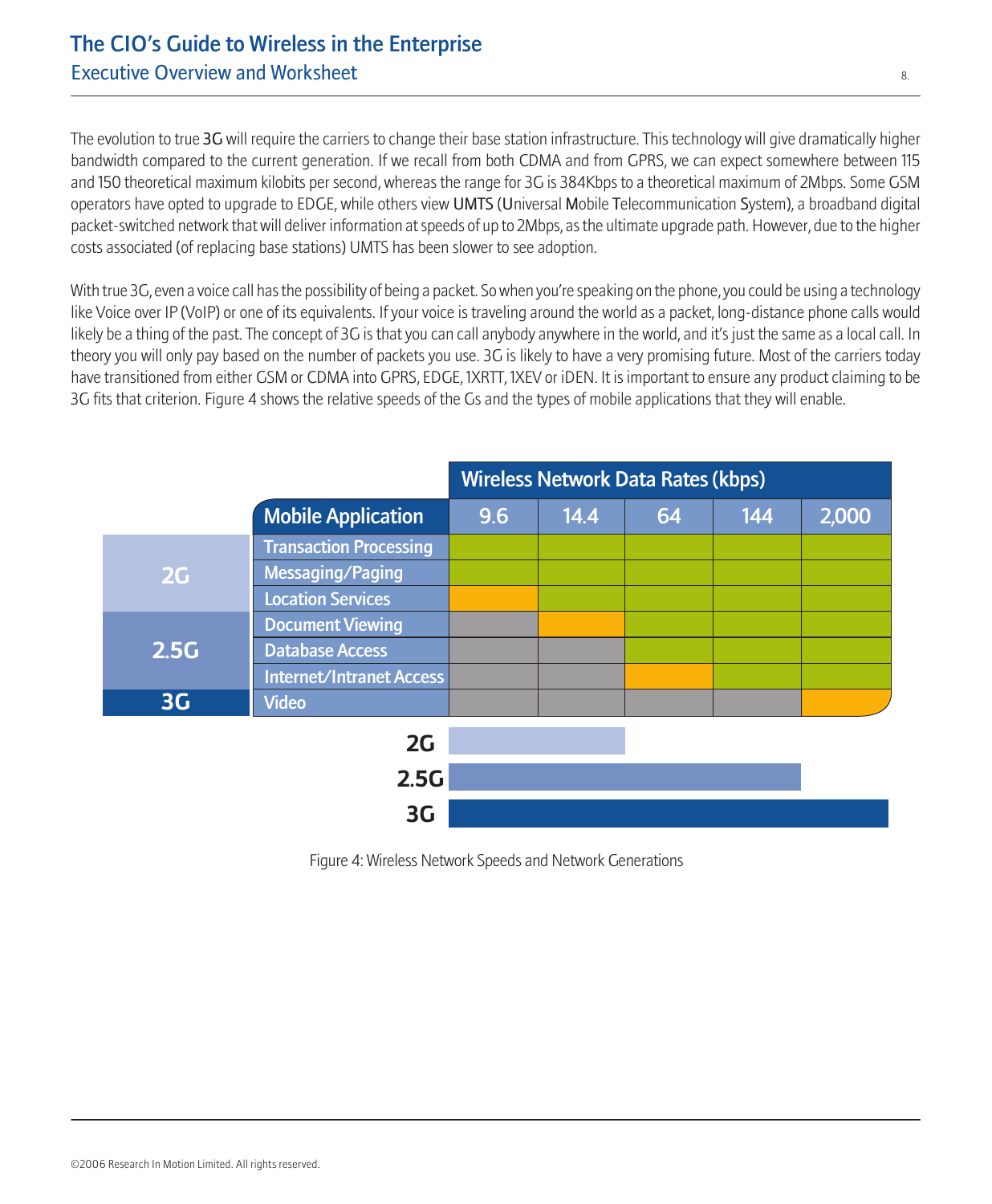The evolution to true 3G will require the carriers to change their base station infrastructure. This technology will give dramatically higher bandwidth compared to the current generation. If we recall from both CDMA and from GPRS, we can expect somewhere between 115 and 150 theoretical maximum kilobits per second, whereas the range for 3G is 384Kbps to a theoretical maximum of 2Mbps. Some GSM operators have opted to upgrade to EDGE, while others view UMTS (Universal Mobile Telecommunication System), a broadband digital packet-switched network that will deliver information at speeds of up to 2Mbps, as the ultimate upgrade path. However, due to the higher costs associated (of replacing base stations) UMTS has been slower to see adoption.

With true 3G, even a voice call has the possibility of being a packet. So when you're speaking on the phone, you could be using a technology like Voice over IP (VoIP) or one of its equivalents. If your voice is traveling around the world as a packet, long-distance phone calls would likely be a thing of the past. The concept of 3G is that you can call anybody anywhere in the world, and it's just the same as a local call. In theory you will only pay based on the number of packets you use. 3G is likely to have a very promising future. Most of the carriers today have transitioned from either GSM or CDMA into GPRS, EDGE, 1XRTT, 1XEV or iDEN. It is important to ensure any product claiming to be 3G fits that criterion. Figure 4 shows the relative speeds of the Gs and the types of mobile applications that they will enable.

| | Mobile Application | Wireless Network Data Rates (kbps) | | | | |
|---|---|---|---|---|---|---|
| | | 9.6 | 14.4 | 64 | 144 | 2,000 |
| 2G | Transaction Processing | | | | | |
| | Messaging/Paging | | | | | |
| | Location Services | | | | | |
| 2.5G | Document Viewing | | | | | |
| | Database Access | | | | | |
| | Internet/Intranet Access | | | | | |
| 3G | Video | | | | | |

Figure 4: Wireless Network Speeds and Network Generations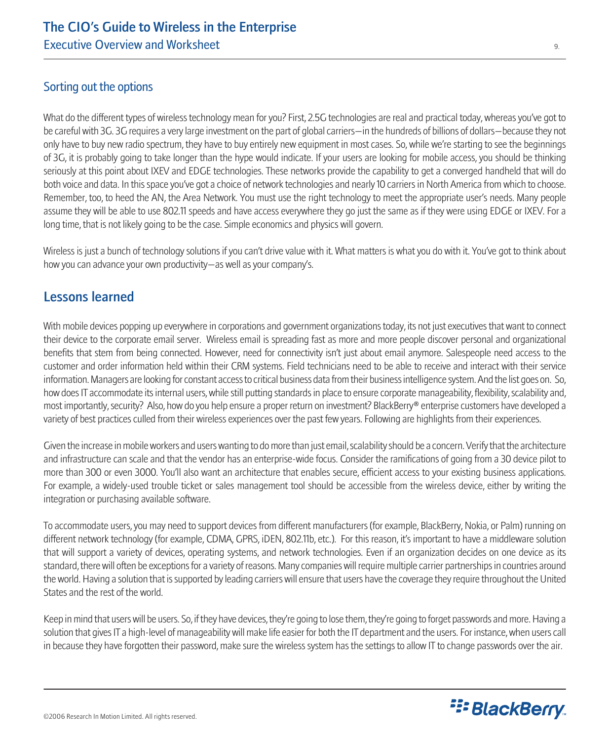## Sorting out the options

What do the different types of wireless technology mean for you? First, 2.5G technologies are real and practical today, whereas you've got to be careful with 3G. 3G requires a very large investment on the part of global carriers—in the hundreds of billions of dollars—because they not only have to buy new radio spectrum, they have to buy entirely new equipment in most cases. So, while we're starting to see the beginnings of 3G, it is probably going to take longer than the hype would indicate. If your users are looking for mobile access, you should be thinking seriously at this point about IXEV and EDGE technologies. These networks provide the capability to get a converged handheld that will do both voice and data. In this space you've got a choice of network technologies and nearly 10 carriers in North America from which to choose. Remember, too, to heed the AN, the Area Network. You must use the right technology to meet the appropriate user's needs. Many people assume they will be able to use 802.11 speeds and have access everywhere they go just the same as if they were using EDGE or IXEV. For a long time, that is not likely going to be the case. Simple economics and physics will govern.

Wireless is just a bunch of technology solutions if you can't drive value with it. What matters is what you do with it. You've got to think about how you can advance your own productivity—as well as your company's.

## Lessons learned

With mobile devices popping up everywhere in corporations and government organizations today, its not just executives that want to connect their device to the corporate email server. Wireless email is spreading fast as more and more people discover personal and organizational benefits that stem from being connected. However, need for connectivity isn't just about email anymore. Salespeople need access to the customer and order information held within their CRM systems. Field technicians need to be able to receive and interact with their service information. Managers are looking for constant access to critical business data from their business intelligence system. And the list goes on. So, how does IT accommodate its internal users, while still putting standards in place to ensure corporate manageability, flexibility, scalability and, most importantly, security? Also, how do you help ensure a proper return on investment? BlackBerry® enterprise customers have developed a variety of best practices culled from their wireless experiences over the past few years. Following are highlights from their experiences.

Given the increase in mobile workers and users wanting to do more than just email, scalability should be a concern. Verify that the architecture and infrastructure can scale and that the vendor has an enterprise-wide focus. Consider the ramifications of going from a 30 device pilot to more than 300 or even 3000. You'll also want an architecture that enables secure, efficient access to your existing business applications. For example, a widely-used trouble ticket or sales management tool should be accessible from the wireless device, either by writing the integration or purchasing available software.

To accommodate users, you may need to support devices from different manufacturers (for example, BlackBerry, Nokia, or Palm) running on different network technology (for example, CDMA, GPRS, iDEN, 802.11b, etc.). For this reason, it's important to have a middleware solution that will support a variety of devices, operating systems, and network technologies. Even if an organization decides on one device as its standard, there will often be exceptions for a variety of reasons. Many companies will require multiple carrier partnerships in countries around the world. Having a solution that is supported by leading carriers will ensure that users have the coverage they require throughout the United States and the rest of the world.

Keep in mind that users will be users. So, if they have devices, they're going to lose them, they're going to forget passwords and more. Having a solution that gives IT a high-level of manageability will make life easier for both the IT department and the users. For instance, when users call in because they have forgotten their password, make sure the wireless system has the settings to allow IT to change passwords over the air.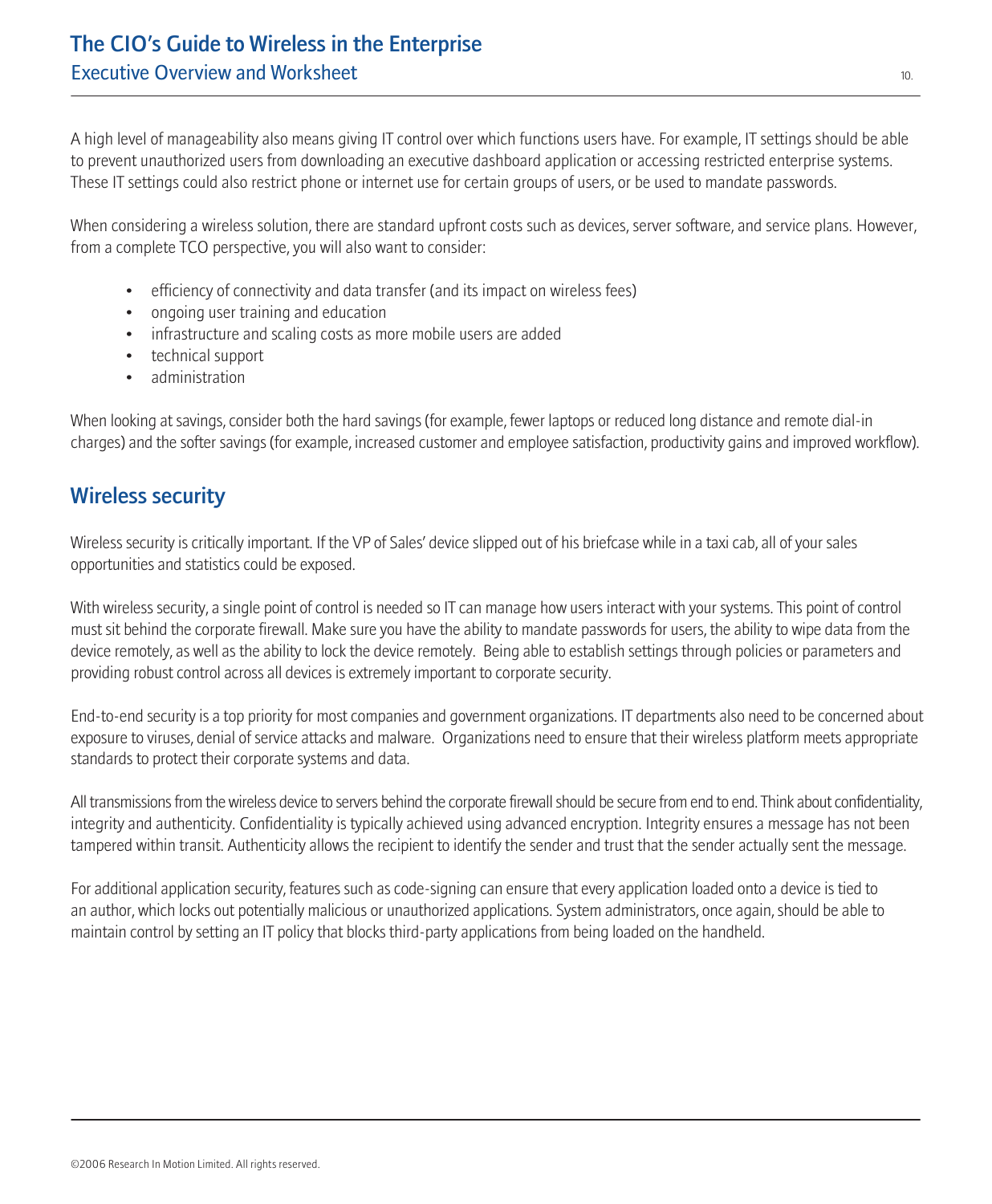A high level of manageability also means giving IT control over which functions users have. For example, IT settings should be able to prevent unauthorized users from downloading an executive dashboard application or accessing restricted enterprise systems. These IT settings could also restrict phone or internet use for certain groups of users, or be used to mandate passwords.

When considering a wireless solution, there are standard upfront costs such as devices, server software, and service plans. However, from a complete TCO perspective, you will also want to consider:

- efficiency of connectivity and data transfer (and its impact on wireless fees)
- ongoing user training and education
- infrastructure and scaling costs as more mobile users are added
- technical support
- administration

When looking at savings, consider both the hard savings (for example, fewer laptops or reduced long distance and remote dial-in charges) and the softer savings (for example, increased customer and employee satisfaction, productivity gains and improved workflow).

## Wireless security

Wireless security is critically important. If the VP of Sales' device slipped out of his briefcase while in a taxi cab, all of your sales opportunities and statistics could be exposed.

With wireless security, a single point of control is needed so IT can manage how users interact with your systems. This point of control must sit behind the corporate firewall. Make sure you have the ability to mandate passwords for users, the ability to wipe data from the device remotely, as well as the ability to lock the device remotely. Being able to establish settings through policies or parameters and providing robust control across all devices is extremely important to corporate security.

End-to-end security is a top priority for most companies and government organizations. IT departments also need to be concerned about exposure to viruses, denial of service attacks and malware. Organizations need to ensure that their wireless platform meets appropriate standards to protect their corporate systems and data.

All transmissions from the wireless device to servers behind the corporate firewall should be secure from end to end. Think about confidentiality, integrity and authenticity. Confidentiality is typically achieved using advanced encryption. Integrity ensures a message has not been tampered within transit. Authenticity allows the recipient to identify the sender and trust that the sender actually sent the message.

For additional application security, features such as code-signing can ensure that every application loaded onto a device is tied to an author, which locks out potentially malicious or unauthorized applications. System administrators, once again, should be able to maintain control by setting an IT policy that blocks third-party applications from being loaded on the handheld.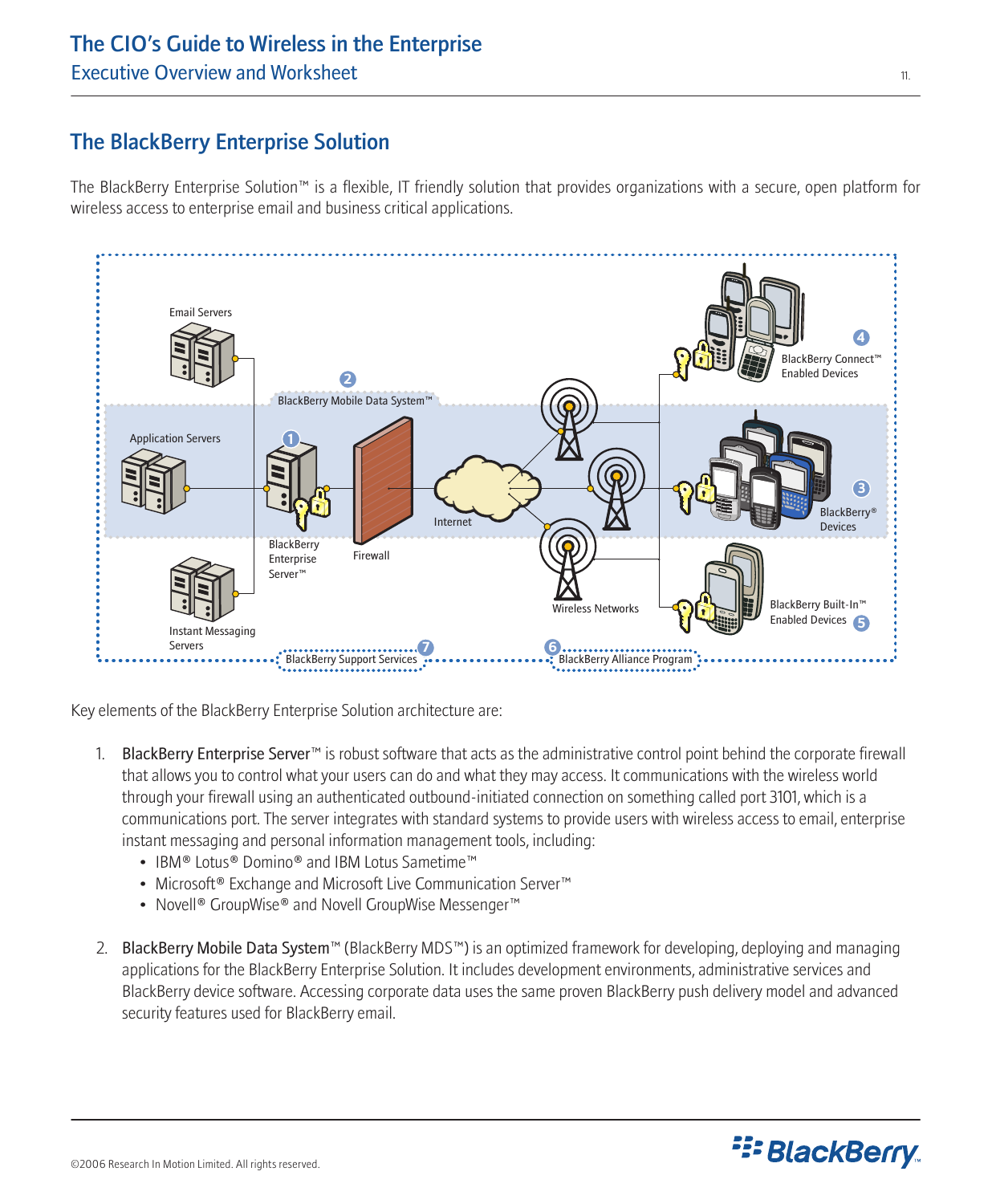## The BlackBerry Enterprise Solution

The BlackBerry Enterprise Solution™ is a flexible, IT friendly solution that provides organizations with a secure, open platform for wireless access to enterprise email and business critical applications.

Email Servers

Application Servers

Instant Messaging Servers

1 BlackBerry Enterprise Server™

2 BlackBerry Mobile Data System™

Firewall

Internet

Wireless Networks

4 BlackBerry Connect™ Enabled Devices

3 BlackBerry® Devices

5 BlackBerry Built-In™ Enabled Devices

7 BlackBerry Support Services

6 BlackBerry Alliance Program

Key elements of the BlackBerry Enterprise Solution architecture are:

1. BlackBerry Enterprise Server™ is robust software that acts as the administrative control point behind the corporate firewall that allows you to control what your users can do and what they may access. It communications with the wireless world through your firewall using an authenticated outbound-initiated connection on something called port 3101, which is a communications port. The server integrates with standard systems to provide users with wireless access to email, enterprise instant messaging and personal information management tools, including:
   - IBM® Lotus® Domino® and IBM Lotus Sametime™
   - Microsoft® Exchange and Microsoft Live Communication Server™
   - Novell® GroupWise® and Novell GroupWise Messenger™

2. BlackBerry Mobile Data System™ (BlackBerry MDS™) is an optimized framework for developing, deploying and managing applications for the BlackBerry Enterprise Solution. It includes development environments, administrative services and BlackBerry device software. Accessing corporate data uses the same proven BlackBerry push delivery model and advanced security features used for BlackBerry email.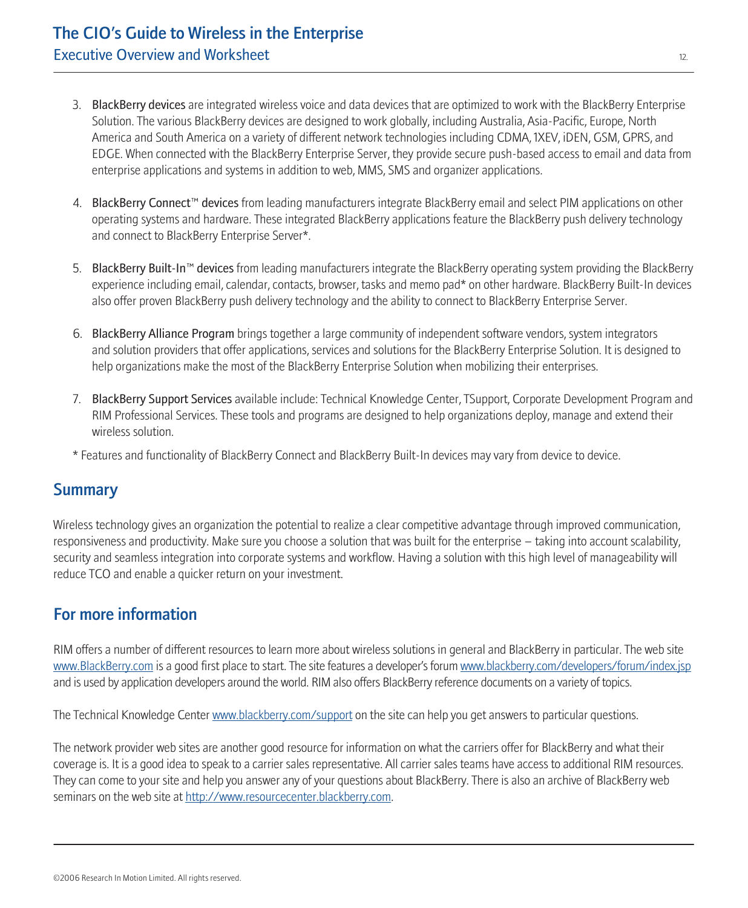3. **BlackBerry devices** are integrated wireless voice and data devices that are optimized to work with the BlackBerry Enterprise Solution. The various BlackBerry devices are designed to work globally, including Australia, Asia-Pacific, Europe, North America and South America on a variety of different network technologies including CDMA, 1XEV, iDEN, GSM, GPRS, and EDGE. When connected with the BlackBerry Enterprise Server, they provide secure push-based access to email and data from enterprise applications and systems in addition to web, MMS, SMS and organizer applications.

4. **BlackBerry Connect™ devices** from leading manufacturers integrate BlackBerry email and select PIM applications on other operating systems and hardware. These integrated BlackBerry applications feature the BlackBerry push delivery technology and connect to BlackBerry Enterprise Server*.

5. **BlackBerry Built-In™ devices** from leading manufacturers integrate the BlackBerry operating system providing the BlackBerry experience including email, calendar, contacts, browser, tasks and memo pad* on other hardware. BlackBerry Built-In devices also offer proven BlackBerry push delivery technology and the ability to connect to BlackBerry Enterprise Server.

6. **BlackBerry Alliance Program** brings together a large community of independent software vendors, system integrators and solution providers that offer applications, services and solutions for the BlackBerry Enterprise Solution. It is designed to help organizations make the most of the BlackBerry Enterprise Solution when mobilizing their enterprises.

7. **BlackBerry Support Services** available include: Technical Knowledge Center, TSupport, Corporate Development Program and RIM Professional Services. These tools and programs are designed to help organizations deploy, manage and extend their wireless solution.

* Features and functionality of BlackBerry Connect and BlackBerry Built-In devices may vary from device to device.

## Summary

Wireless technology gives an organization the potential to realize a clear competitive advantage through improved communication, responsiveness and productivity. Make sure you choose a solution that was built for the enterprise – taking into account scalability, security and seamless integration into corporate systems and workflow. Having a solution with this high level of manageability will reduce TCO and enable a quicker return on your investment.

## For more information

RIM offers a number of different resources to learn more about wireless solutions in general and BlackBerry in particular. The web site www.BlackBerry.com is a good first place to start. The site features a developer's forum www.blackberry.com/developers/forum/index.jsp and is used by application developers around the world. RIM also offers BlackBerry reference documents on a variety of topics.

The Technical Knowledge Center www.blackberry.com/support on the site can help you get answers to particular questions.

The network provider web sites are another good resource for information on what the carriers offer for BlackBerry and what their coverage is. It is a good idea to speak to a carrier sales representative. All carrier sales teams have access to additional RIM resources. They can come to your site and help you answer any of your questions about BlackBerry. There is also an archive of BlackBerry web seminars on the web site at http://www.resourcecenter.blackberry.com.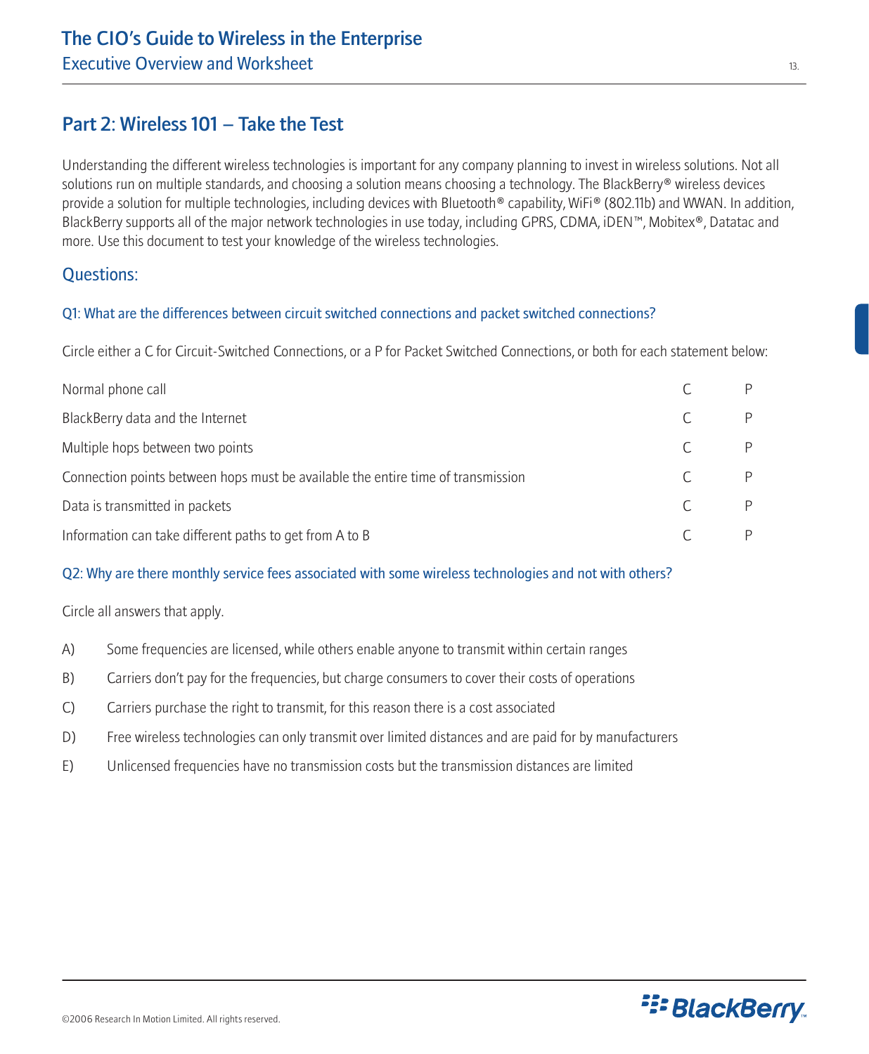## Part 2: Wireless 101 – Take the Test

Understanding the different wireless technologies is important for any company planning to invest in wireless solutions. Not all solutions run on multiple standards, and choosing a solution means choosing a technology. The BlackBerry® wireless devices provide a solution for multiple technologies, including devices with Bluetooth® capability, WiFi® (802.11b) and WWAN. In addition, BlackBerry supports all of the major network technologies in use today, including GPRS, CDMA, iDEN™, Mobitex®, Datatac and more. Use this document to test your knowledge of the wireless technologies.

### Questions:

#### Q1: What are the differences between circuit switched connections and packet switched connections?

Circle either a C for Circuit-Switched Connections, or a P for Packet Switched Connections, or both for each statement below:

| | | |
|---|---|---|
| Normal phone call | C | P |
| BlackBerry data and the Internet | C | P |
| Multiple hops between two points | C | P |
| Connection points between hops must be available the entire time of transmission | C | P |
| Data is transmitted in packets | C | P |
| Information can take different paths to get from A to B | C | P |

#### Q2: Why are there monthly service fees associated with some wireless technologies and not with others?

Circle all answers that apply.

A) Some frequencies are licensed, while others enable anyone to transmit within certain ranges

B) Carriers don't pay for the frequencies, but charge consumers to cover their costs of operations

C) Carriers purchase the right to transmit, for this reason there is a cost associated

D) Free wireless technologies can only transmit over limited distances and are paid for by manufacturers

E) Unlicensed frequencies have no transmission costs but the transmission distances are limited

©2006 Research In Motion Limited. All rights reserved.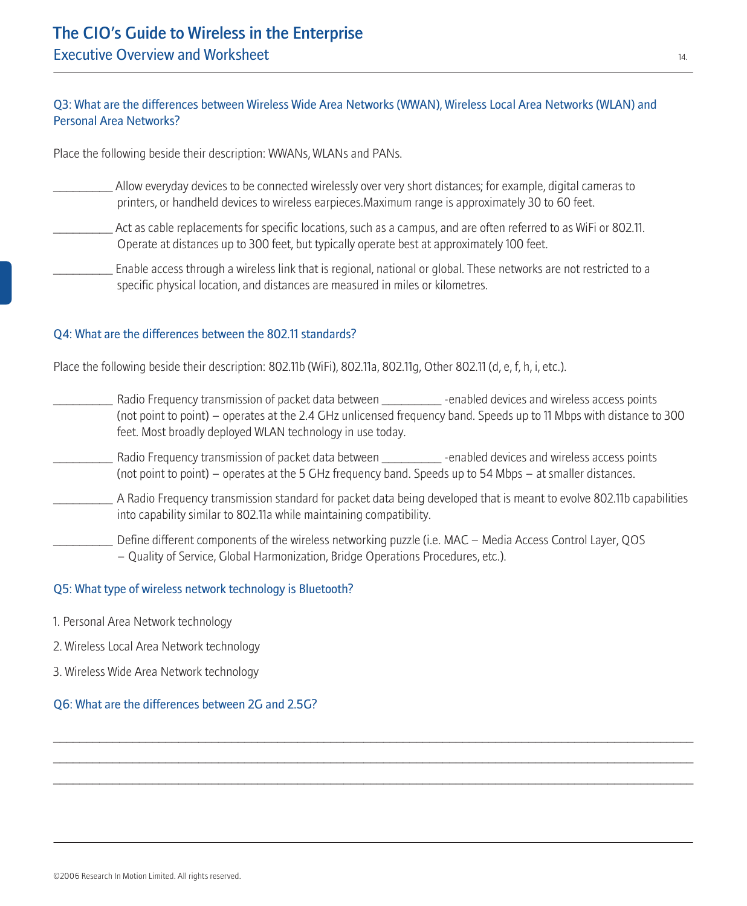### Q3: What are the differences between Wireless Wide Area Networks (WWAN), Wireless Local Area Networks (WLAN) and Personal Area Networks?

Place the following beside their description: WWANs, WLANs and PANs.

__________ Allow everyday devices to be connected wirelessly over very short distances; for example, digital cameras to printers, or handheld devices to wireless earpieces.Maximum range is approximately 30 to 60 feet.

__________ Act as cable replacements for specific locations, such as a campus, and are often referred to as WiFi or 802.11. Operate at distances up to 300 feet, but typically operate best at approximately 100 feet.

__________ Enable access through a wireless link that is regional, national or global. These networks are not restricted to a specific physical location, and distances are measured in miles or kilometres.

### Q4: What are the differences between the 802.11 standards?

Place the following beside their description: 802.11b (WiFi), 802.11a, 802.11g, Other 802.11 (d, e, f, h, i, etc.).

__________ Radio Frequency transmission of packet data between __________ -enabled devices and wireless access points (not point to point) – operates at the 2.4 GHz unlicensed frequency band. Speeds up to 11 Mbps with distance to 300 feet. Most broadly deployed WLAN technology in use today.

__________ Radio Frequency transmission of packet data between __________ -enabled devices and wireless access points (not point to point) – operates at the 5 GHz frequency band. Speeds up to 54 Mbps – at smaller distances.

__________ A Radio Frequency transmission standard for packet data being developed that is meant to evolve 802.11b capabilities into capability similar to 802.11a while maintaining compatibility.

__________ Define different components of the wireless networking puzzle (i.e. MAC – Media Access Control Layer, QOS – Quality of Service, Global Harmonization, Bridge Operations Procedures, etc.).

### Q5: What type of wireless network technology is Bluetooth?

1. Personal Area Network technology
2. Wireless Local Area Network technology
3. Wireless Wide Area Network technology

### Q6: What are the differences between 2G and 2.5G?

______________________________________________________________________________________________

______________________________________________________________________________________________

______________________________________________________________________________________________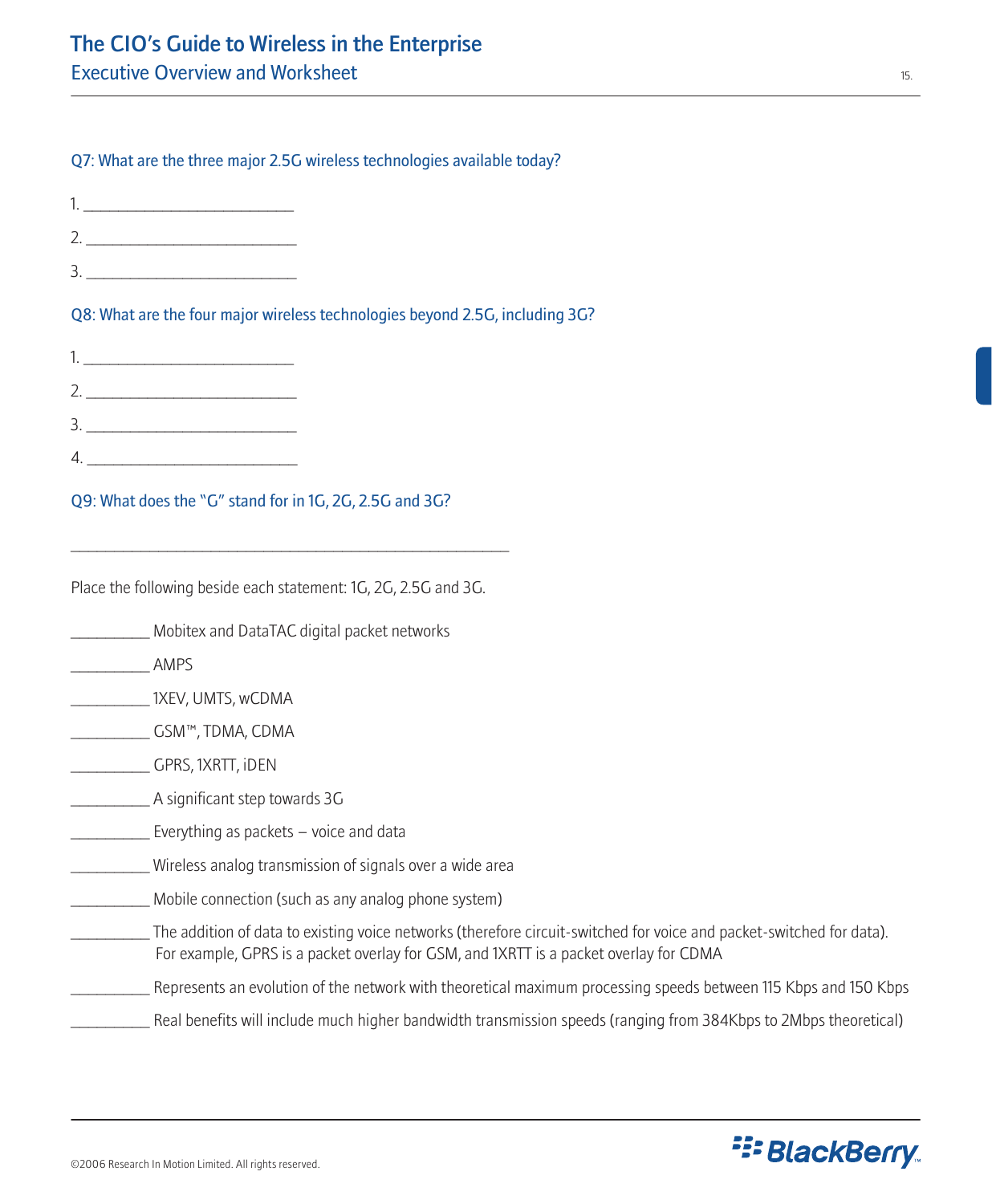**Q7: What are the three major 2.5G wireless technologies available today?**

1. ____________________________

2. ____________________________

3. ____________________________

**Q8: What are the four major wireless technologies beyond 2.5G, including 3G?**

1. ____________________________

2. ____________________________

3. ____________________________

4. ____________________________

**Q9: What does the "G" stand for in 1G, 2G, 2.5G and 3G?**

____________________________________________________________

Place the following beside each statement: 1G, 2G, 2.5G and 3G.

__________ Mobitex and DataTAC digital packet networks

__________ AMPS

__________ 1XEV, UMTS, wCDMA

__________ GSM™, TDMA, CDMA

__________ GPRS, 1XRTT, iDEN

__________ A significant step towards 3G

__________ Everything as packets – voice and data

__________ Wireless analog transmission of signals over a wide area

__________ Mobile connection (such as any analog phone system)

__________ The addition of data to existing voice networks (therefore circuit-switched for voice and packet-switched for data). For example, GPRS is a packet overlay for GSM, and 1XRTT is a packet overlay for CDMA

__________ Represents an evolution of the network with theoretical maximum processing speeds between 115 Kbps and 150 Kbps

__________ Real benefits will include much higher bandwidth transmission speeds (ranging from 384Kbps to 2Mbps theoretical)

©2006 Research In Motion Limited. All rights reserved.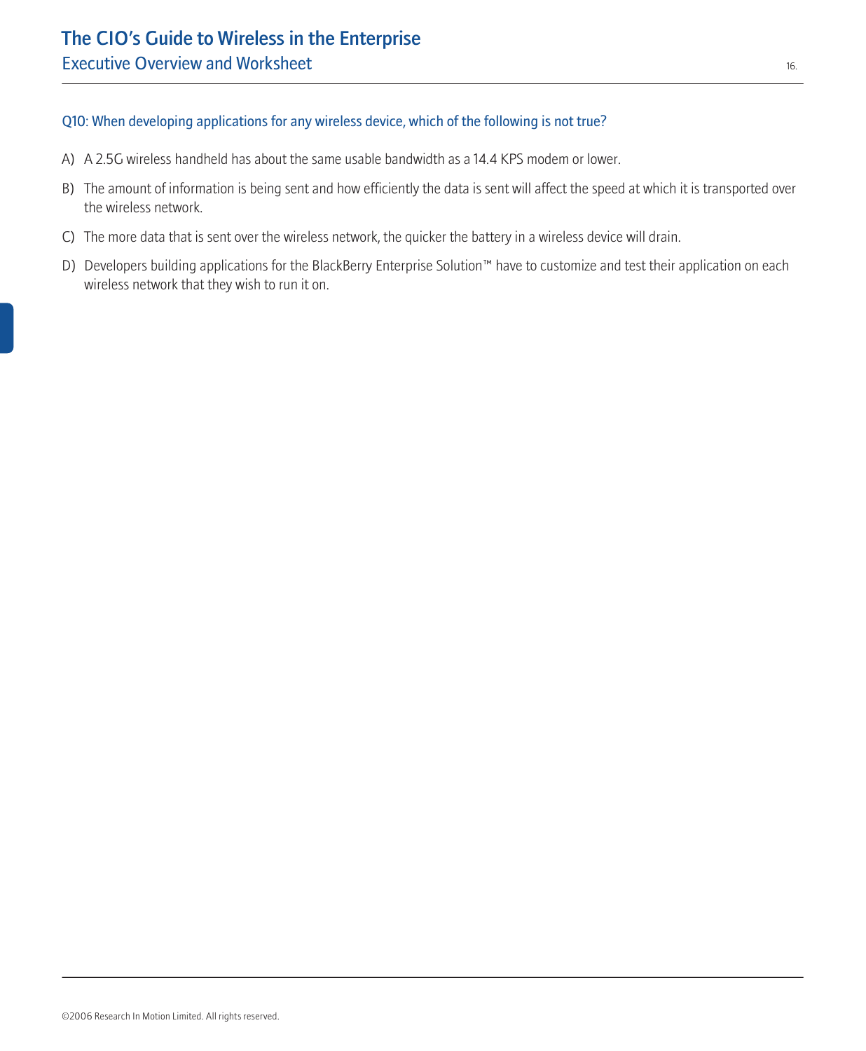### Q10: When developing applications for any wireless device, which of the following is not true?

A) A 2.5G wireless handheld has about the same usable bandwidth as a 14.4 KPS modem or lower.

B) The amount of information is being sent and how efficiently the data is sent will affect the speed at which it is transported over the wireless network.

C) The more data that is sent over the wireless network, the quicker the battery in a wireless device will drain.

D) Developers building applications for the BlackBerry Enterprise Solution™ have to customize and test their application on each wireless network that they wish to run it on.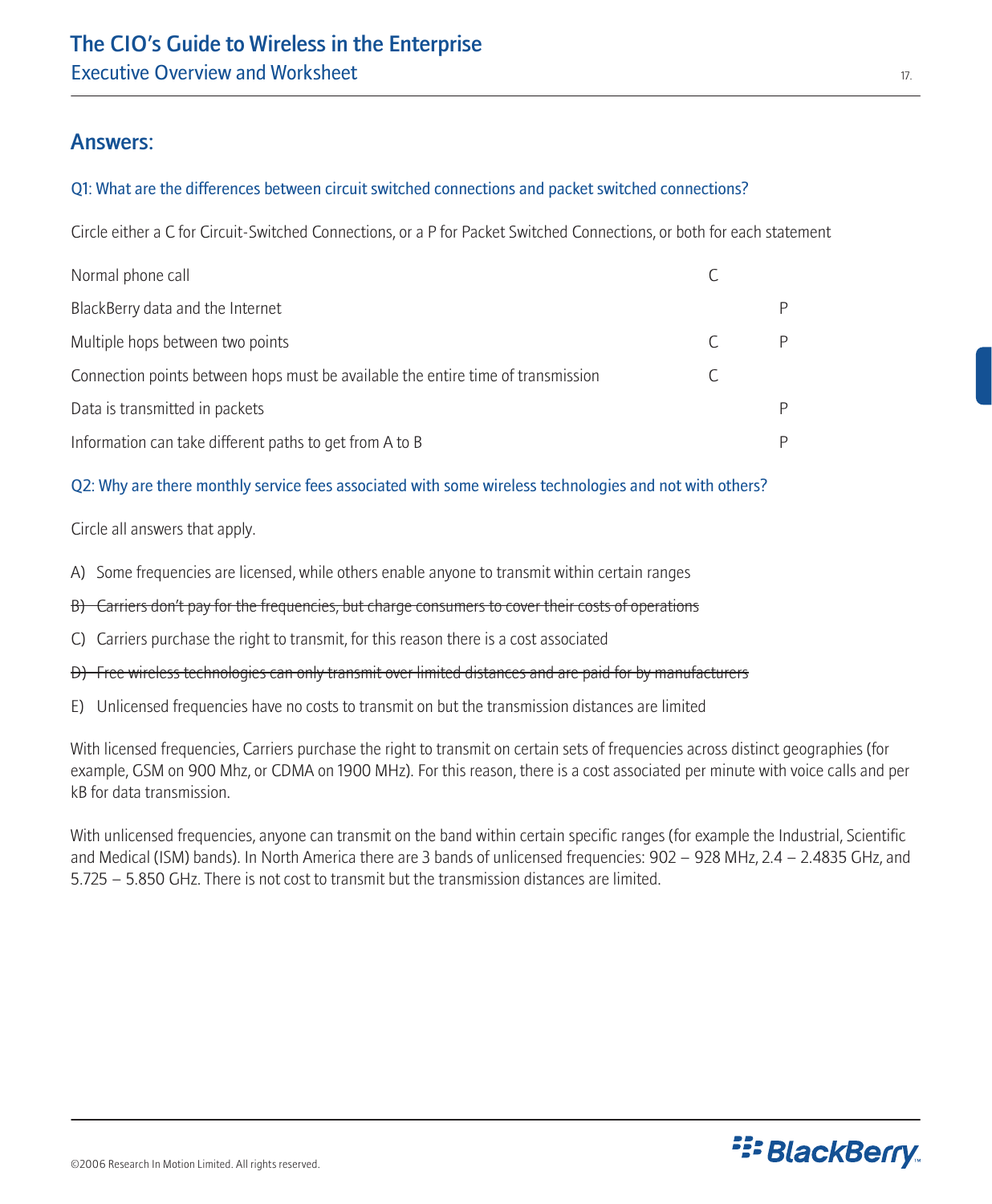## Answers:

### Q1: What are the differences between circuit switched connections and packet switched connections?

Circle either a C for Circuit-Switched Connections, or a P for Packet Switched Connections, or both for each statement

| Statement | C | P |
|---|---|---|
| Normal phone call | C | |
| BlackBerry data and the Internet | | P |
| Multiple hops between two points | C | P |
| Connection points between hops must be available the entire time of transmission | C | |
| Data is transmitted in packets | | P |
| Information can take different paths to get from A to B | | P |

### Q2: Why are there monthly service fees associated with some wireless technologies and not with others?

Circle all answers that apply.

A) Some frequencies are licensed, while others enable anyone to transmit within certain ranges

~~B) Carriers don't pay for the frequencies, but charge consumers to cover their costs of operations~~

C) Carriers purchase the right to transmit, for this reason there is a cost associated

~~D) Free wireless technologies can only transmit over limited distances and are paid for by manufacturers~~

E) Unlicensed frequencies have no costs to transmit on but the transmission distances are limited

With licensed frequencies, Carriers purchase the right to transmit on certain sets of frequencies across distinct geographies (for example, GSM on 900 Mhz, or CDMA on 1900 MHz). For this reason, there is a cost associated per minute with voice calls and per kB for data transmission.

With unlicensed frequencies, anyone can transmit on the band within certain specific ranges (for example the Industrial, Scientific and Medical (ISM) bands). In North America there are 3 bands of unlicensed frequencies: 902 – 928 MHz, 2.4 – 2.4835 GHz, and 5.725 – 5.850 GHz. There is not cost to transmit but the transmission distances are limited.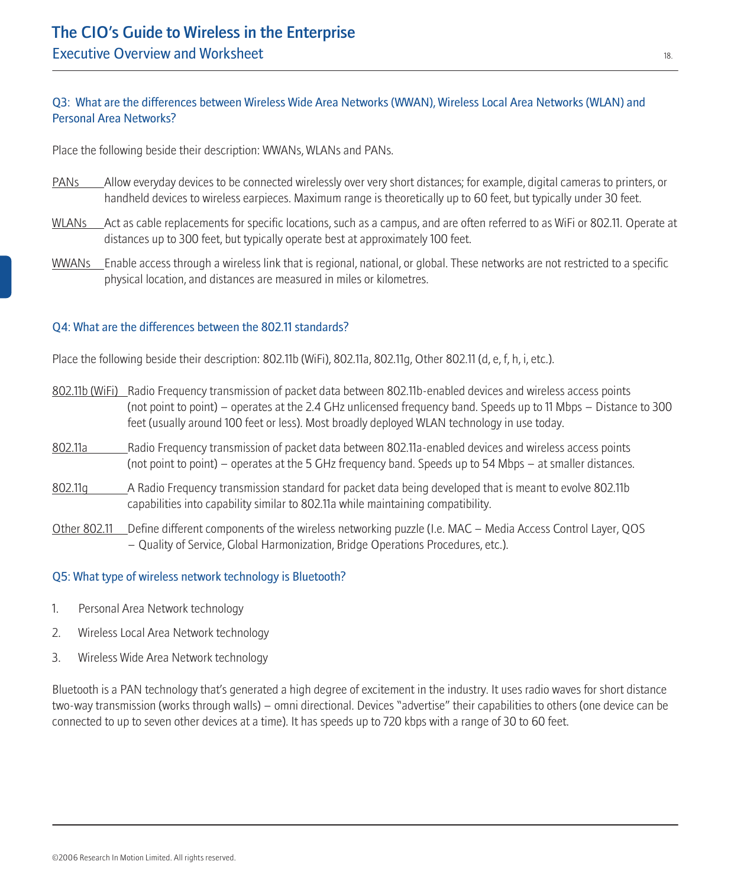### Q3: What are the differences between Wireless Wide Area Networks (WWAN), Wireless Local Area Networks (WLAN) and Personal Area Networks?

Place the following beside their description: WWANs, WLANs and PANs.

PANs — Allow everyday devices to be connected wirelessly over very short distances; for example, digital cameras to printers, or handheld devices to wireless earpieces. Maximum range is theoretically up to 60 feet, but typically under 30 feet.

WLANs — Act as cable replacements for specific locations, such as a campus, and are often referred to as WiFi or 802.11. Operate at distances up to 300 feet, but typically operate best at approximately 100 feet.

WWANs — Enable access through a wireless link that is regional, national, or global. These networks are not restricted to a specific physical location, and distances are measured in miles or kilometres.

### Q4: What are the differences between the 802.11 standards?

Place the following beside their description: 802.11b (WiFi), 802.11a, 802.11g, Other 802.11 (d, e, f, h, i, etc.).

802.11b (WiFi) — Radio Frequency transmission of packet data between 802.11b-enabled devices and wireless access points (not point to point) – operates at the 2.4 GHz unlicensed frequency band. Speeds up to 11 Mbps – Distance to 300 feet (usually around 100 feet or less). Most broadly deployed WLAN technology in use today.

802.11a — Radio Frequency transmission of packet data between 802.11a-enabled devices and wireless access points (not point to point) – operates at the 5 GHz frequency band. Speeds up to 54 Mbps – at smaller distances.

802.11g — A Radio Frequency transmission standard for packet data being developed that is meant to evolve 802.11b capabilities into capability similar to 802.11a while maintaining compatibility.

Other 802.11 — Define different components of the wireless networking puzzle (I.e. MAC – Media Access Control Layer, QOS – Quality of Service, Global Harmonization, Bridge Operations Procedures, etc.).

### Q5: What type of wireless network technology is Bluetooth?

1. Personal Area Network technology
2. Wireless Local Area Network technology
3. Wireless Wide Area Network technology

Bluetooth is a PAN technology that's generated a high degree of excitement in the industry. It uses radio waves for short distance two-way transmission (works through walls) – omni directional. Devices "advertise" their capabilities to others (one device can be connected to up to seven other devices at a time). It has speeds up to 720 kbps with a range of 30 to 60 feet.

©2006 Research In Motion Limited. All rights reserved.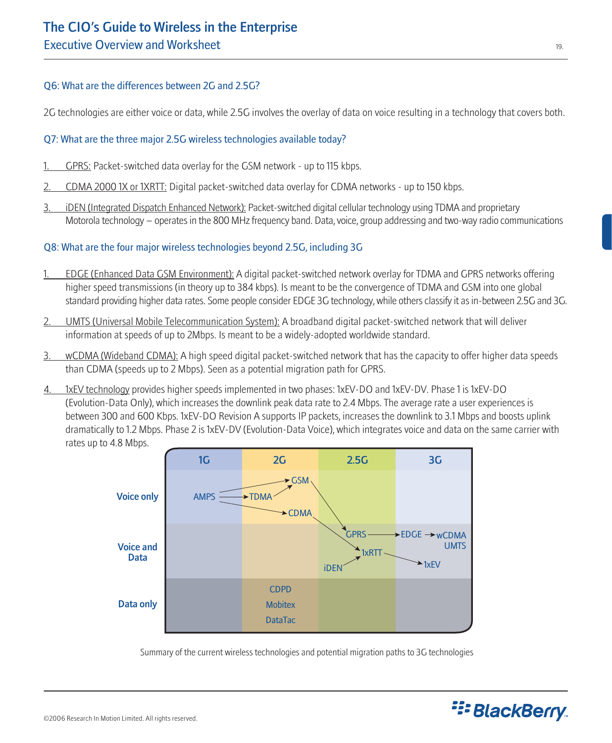### Q6: What are the differences between 2G and 2.5G?

2G technologies are either voice or data, while 2.5G involves the overlay of data on voice resulting in a technology that covers both.

### Q7: What are the three major 2.5G wireless technologies available today?

1. GPRS: Packet-switched data overlay for the GSM network - up to 115 kbps.
2. CDMA 2000 1X or 1XRTT: Digital packet-switched data overlay for CDMA networks - up to 150 kbps.
3. iDEN (Integrated Dispatch Enhanced Network): Packet-switched digital cellular technology using TDMA and proprietary Motorola technology – operates in the 800 MHz frequency band. Data, voice, group addressing and two-way radio communications

### Q8: What are the four major wireless technologies beyond 2.5G, including 3G

1. EDGE (Enhanced Data GSM Environment): A digital packet-switched network overlay for TDMA and GPRS networks offering higher speed transmissions (in theory up to 384 kbps). Is meant to be the convergence of TDMA and GSM into one global standard providing higher data rates. Some people consider EDGE 3G technology, while others classify it as in-between 2.5G and 3G.
2. UMTS (Universal Mobile Telecommunication System): A broadband digital packet-switched network that will deliver information at speeds of up to 2Mbps. Is meant to be a widely-adopted worldwide standard.
3. wCDMA (Wideband CDMA): A high speed digital packet-switched network that has the capacity to offer higher data speeds than CDMA (speeds up to 2 Mbps). Seen as a potential migration path for GPRS.
4. 1xEV technology provides higher speeds implemented in two phases: 1xEV-DO and 1xEV-DV. Phase 1 is 1xEV-DO (Evolution-Data Only), which increases the downlink peak data rate to 2.4 Mbps. The average rate a user experiences is between 300 and 600 Kbps. 1xEV-DO Revision A supports IP packets, increases the downlink to 3.1 Mbps and boosts uplink dramatically to 1.2 Mbps. Phase 2 is 1xEV-DV (Evolution-Data Voice), which integrates voice and data on the same carrier with rates up to 4.8 Mbps.

| | 1G | 2G | 2.5G | 3G |
|---|---|---|---|---|
| Voice only | AMPS | GSM, TDMA, CDMA | | |
| Voice and Data | | | GPRS, 1xRTT, iDEN | EDGE, wCDMA UMTS, 1xEV |
| Data only | | CDPD, Mobitex, DataTac | | |

Summary of the current wireless technologies and potential migration paths to 3G technologies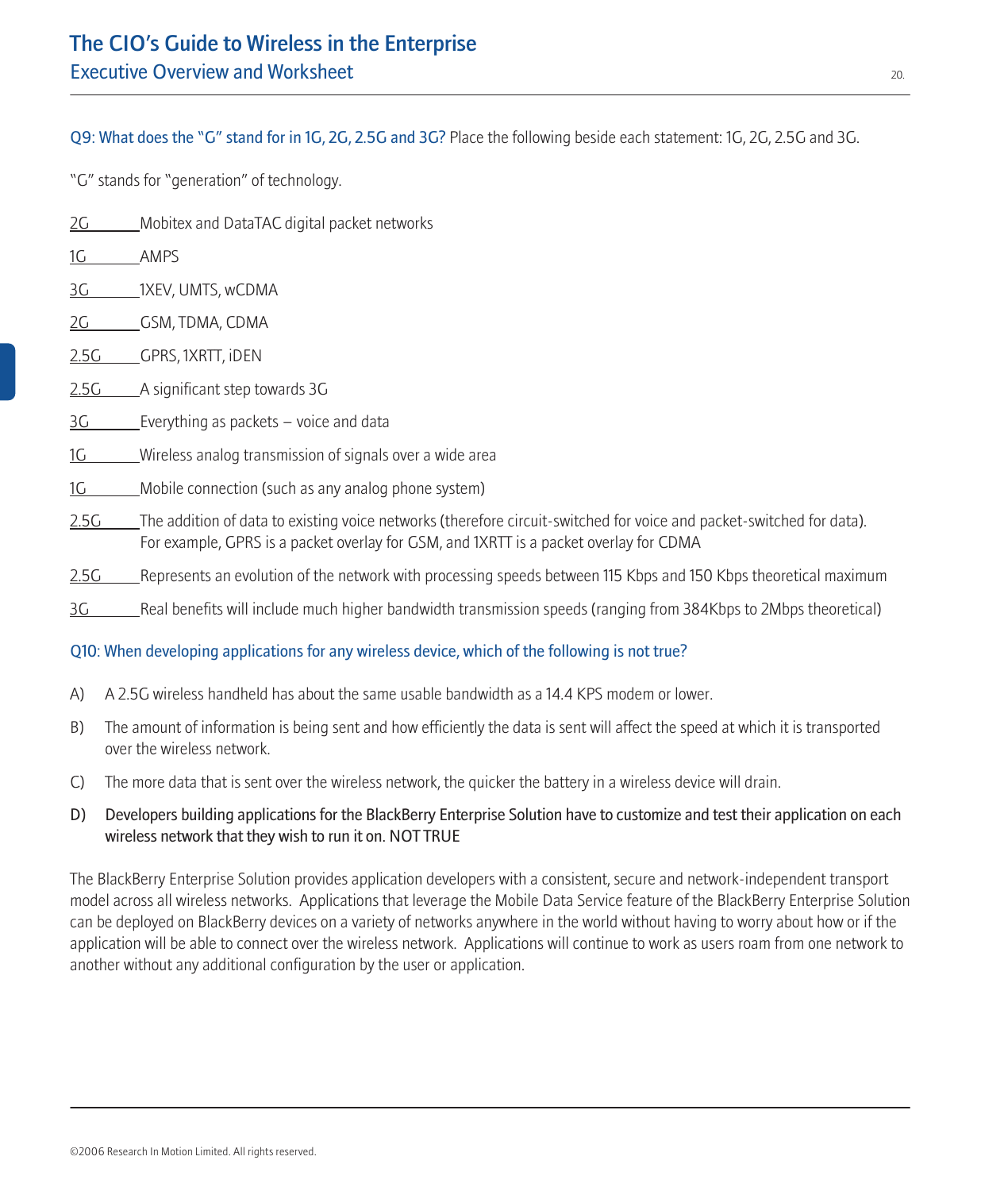**Q9: What does the "G" stand for in 1G, 2G, 2.5G and 3G?** Place the following beside each statement: 1G, 2G, 2.5G and 3G.

"G" stands for "generation" of technology.

2G Mobitex and DataTAC digital packet networks

1G AMPS

3G 1XEV, UMTS, wCDMA

2G GSM, TDMA, CDMA

2.5G GPRS, 1XRTT, iDEN

2.5G A significant step towards 3G

3G Everything as packets – voice and data

1G Wireless analog transmission of signals over a wide area

1G Mobile connection (such as any analog phone system)

2.5G The addition of data to existing voice networks (therefore circuit-switched for voice and packet-switched for data). For example, GPRS is a packet overlay for GSM, and 1XRTT is a packet overlay for CDMA

2.5G Represents an evolution of the network with processing speeds between 115 Kbps and 150 Kbps theoretical maximum

3G Real benefits will include much higher bandwidth transmission speeds (ranging from 384Kbps to 2Mbps theoretical)

**Q10: When developing applications for any wireless device, which of the following is not true?**

A) A 2.5G wireless handheld has about the same usable bandwidth as a 14.4 KPS modem or lower.

B) The amount of information is being sent and how efficiently the data is sent will affect the speed at which it is transported over the wireless network.

C) The more data that is sent over the wireless network, the quicker the battery in a wireless device will drain.

D) Developers building applications for the BlackBerry Enterprise Solution have to customize and test their application on each wireless network that they wish to run it on. NOT TRUE

The BlackBerry Enterprise Solution provides application developers with a consistent, secure and network-independent transport model across all wireless networks. Applications that leverage the Mobile Data Service feature of the BlackBerry Enterprise Solution can be deployed on BlackBerry devices on a variety of networks anywhere in the world without having to worry about how or if the application will be able to connect over the wireless network. Applications will continue to work as users roam from one network to another without any additional configuration by the user or application.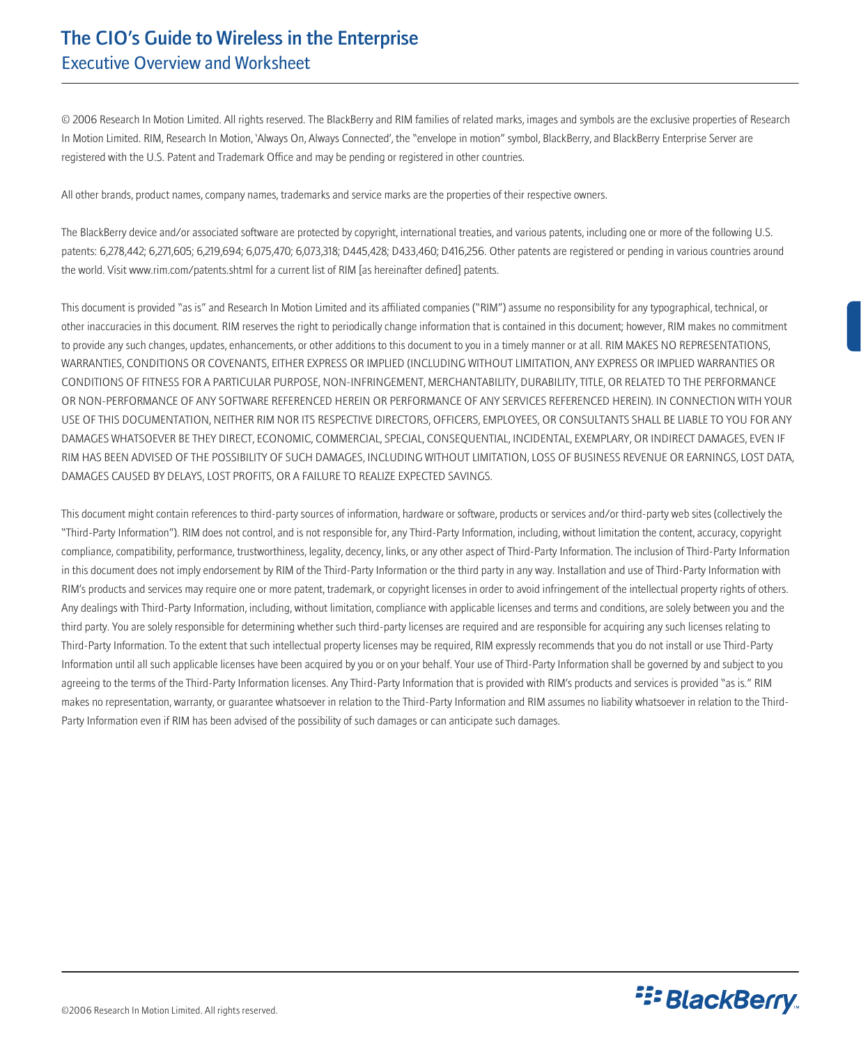© 2006 Research In Motion Limited. All rights reserved. The BlackBerry and RIM families of related marks, images and symbols are the exclusive properties of Research In Motion Limited. RIM, Research In Motion, 'Always On, Always Connected', the "envelope in motion" symbol, BlackBerry, and BlackBerry Enterprise Server are registered with the U.S. Patent and Trademark Office and may be pending or registered in other countries.

All other brands, product names, company names, trademarks and service marks are the properties of their respective owners.

The BlackBerry device and/or associated software are protected by copyright, international treaties, and various patents, including one or more of the following U.S. patents: 6,278,442; 6,271,605; 6,219,694; 6,075,470; 6,073,318; D445,428; D433,460; D416,256. Other patents are registered or pending in various countries around the world. Visit www.rim.com/patents.shtml for a current list of RIM [as hereinafter defined] patents.

This document is provided "as is" and Research In Motion Limited and its affiliated companies ("RIM") assume no responsibility for any typographical, technical, or other inaccuracies in this document. RIM reserves the right to periodically change information that is contained in this document; however, RIM makes no commitment to provide any such changes, updates, enhancements, or other additions to this document to you in a timely manner or at all. RIM MAKES NO REPRESENTATIONS, WARRANTIES, CONDITIONS OR COVENANTS, EITHER EXPRESS OR IMPLIED (INCLUDING WITHOUT LIMITATION, ANY EXPRESS OR IMPLIED WARRANTIES OR CONDITIONS OF FITNESS FOR A PARTICULAR PURPOSE, NON-INFRINGEMENT, MERCHANTABILITY, DURABILITY, TITLE, OR RELATED TO THE PERFORMANCE OR NON-PERFORMANCE OF ANY SOFTWARE REFERENCED HEREIN OR PERFORMANCE OF ANY SERVICES REFERENCED HEREIN). IN CONNECTION WITH YOUR USE OF THIS DOCUMENTATION, NEITHER RIM NOR ITS RESPECTIVE DIRECTORS, OFFICERS, EMPLOYEES, OR CONSULTANTS SHALL BE LIABLE TO YOU FOR ANY DAMAGES WHATSOEVER BE THEY DIRECT, ECONOMIC, COMMERCIAL, SPECIAL, CONSEQUENTIAL, INCIDENTAL, EXEMPLARY, OR INDIRECT DAMAGES, EVEN IF RIM HAS BEEN ADVISED OF THE POSSIBILITY OF SUCH DAMAGES, INCLUDING WITHOUT LIMITATION, LOSS OF BUSINESS REVENUE OR EARNINGS, LOST DATA, DAMAGES CAUSED BY DELAYS, LOST PROFITS, OR A FAILURE TO REALIZE EXPECTED SAVINGS.

This document might contain references to third-party sources of information, hardware or software, products or services and/or third-party web sites (collectively the "Third-Party Information"). RIM does not control, and is not responsible for, any Third-Party Information, including, without limitation the content, accuracy, copyright compliance, compatibility, performance, trustworthiness, legality, decency, links, or any other aspect of Third-Party Information. The inclusion of Third-Party Information in this document does not imply endorsement by RIM of the Third-Party Information or the third party in any way. Installation and use of Third-Party Information with RIM's products and services may require one or more patent, trademark, or copyright licenses in order to avoid infringement of the intellectual property rights of others. Any dealings with Third-Party Information, including, without limitation, compliance with applicable licenses and terms and conditions, are solely between you and the third party. You are solely responsible for determining whether such third-party licenses are required and are responsible for acquiring any such licenses relating to Third-Party Information. To the extent that such intellectual property licenses may be required, RIM expressly recommends that you do not install or use Third-Party Information until all such applicable licenses have been acquired by you or on your behalf. Your use of Third-Party Information shall be governed by and subject to you agreeing to the terms of the Third-Party Information licenses. Any Third-Party Information that is provided with RIM's products and services is provided "as is." RIM makes no representation, warranty, or guarantee whatsoever in relation to the Third-Party Information and RIM assumes no liability whatsoever in relation to the Third-Party Information even if RIM has been advised of the possibility of such damages or can anticipate such damages.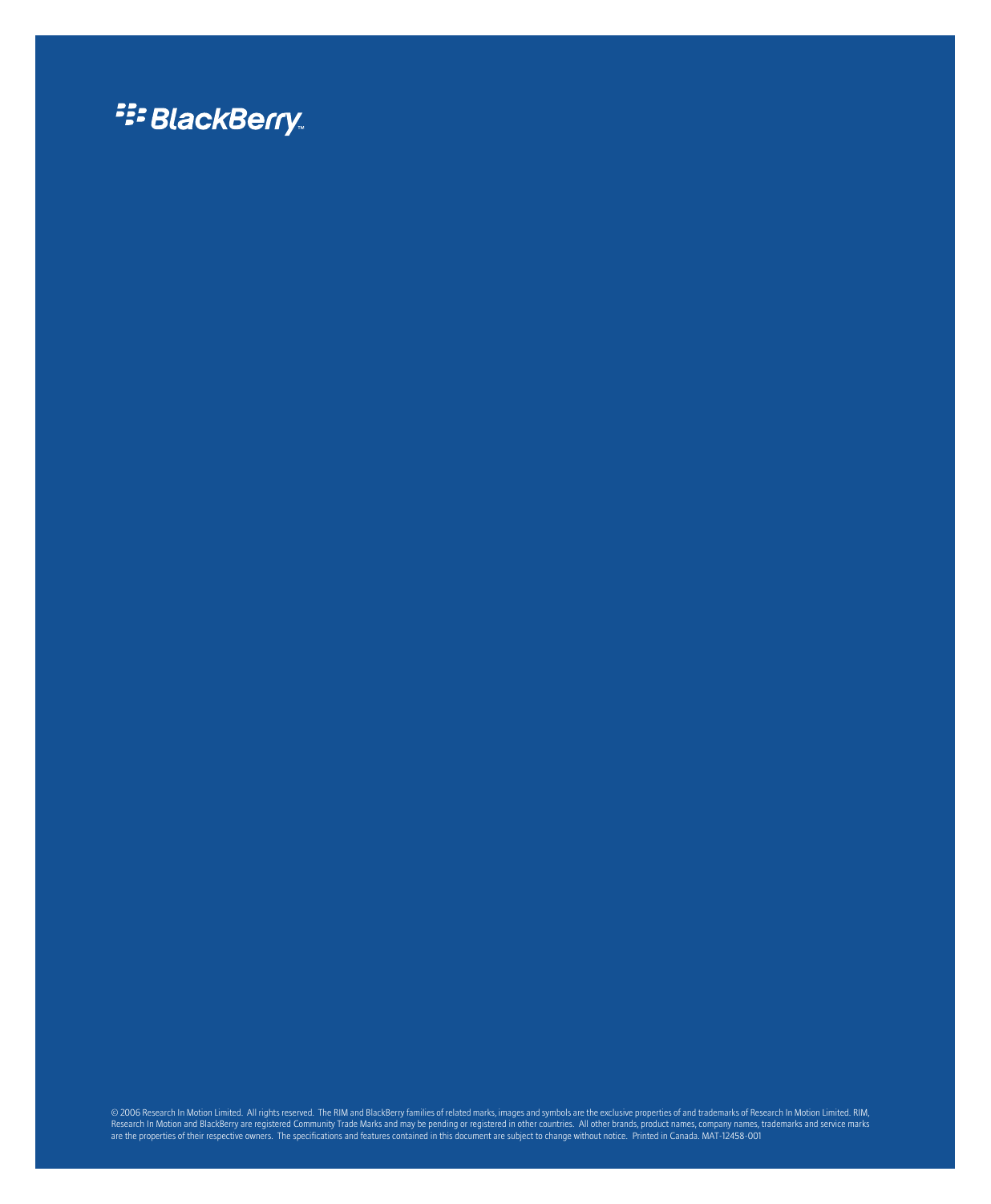BlackBerry™

© 2006 Research In Motion Limited. All rights reserved. The RIM and BlackBerry families of related marks, images and symbols are the exclusive properties of and trademarks of Research In Motion Limited. RIM, Research In Motion and BlackBerry are registered Community Trade Marks and may be pending or registered in other countries. All other brands, product names, company names, trademarks and service marks are the properties of their respective owners. The specifications and features contained in this document are subject to change without notice. Printed in Canada. MAT-12458-001